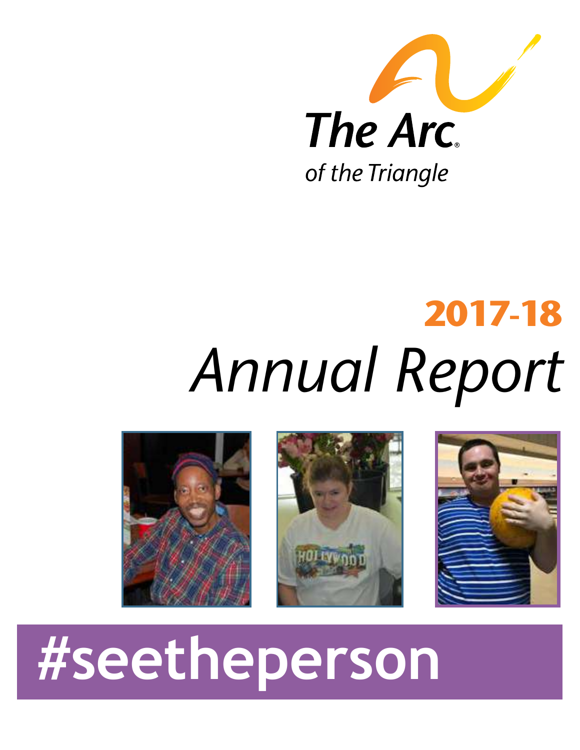The Arc®

of the Triangle

# 2017-18

# *Annual Report*

## #seetheperson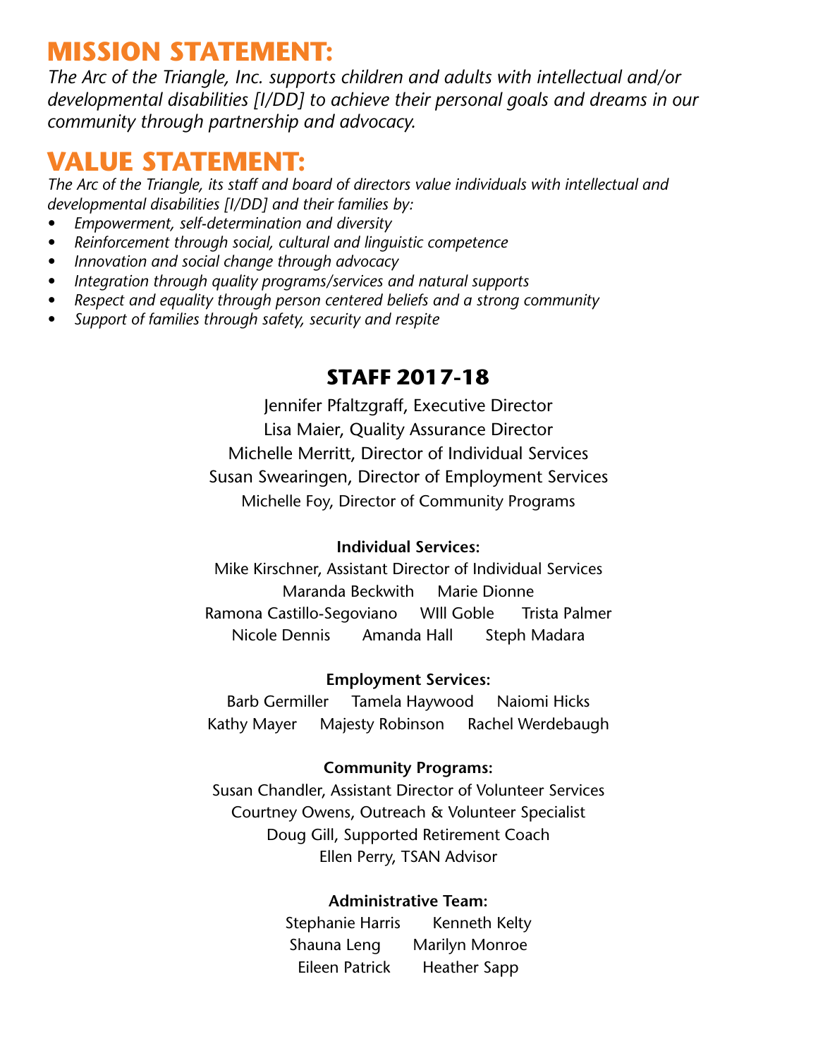# MISSION STATEMENT:

*The Arc of the Triangle, Inc. supports children and adults with intellectual and/or developmental disabilities [I/DD] to achieve their personal goals and dreams in our community through partnership and advocacy.*

# VALUE STATEMENT:

*The Arc of the Triangle, its staff and board of directors value individuals with intellectual and developmental disabilities [I/DD] and their families by:*

- *Empowerment, self-determination and diversity*
- *Reinforcement through social, cultural and linguistic competence*
- *Innovation and social change through advocacy*
- *Integration through quality programs/services and natural supports*
- *Respect and equality through person centered beliefs and a strong community*
- *Support of families through safety, security and respite*

## STAFF 2017-18

Jennifer Pfaltzgraff, Executive Director
Lisa Maier, Quality Assurance Director
Michelle Merritt, Director of Individual Services
Susan Swearingen, Director of Employment Services
Michelle Foy, Director of Community Programs

**Individual Services:**

Mike Kirschner, Assistant Director of Individual Services
Maranda Beckwith  Marie Dionne
Ramona Castillo-Segoviano  WIll Goble  Trista Palmer
Nicole Dennis  Amanda Hall  Steph Madara

**Employment Services:**

Barb Germiller  Tamela Haywood  Naiomi Hicks
Kathy Mayer  Majesty Robinson  Rachel Werdebaugh

**Community Programs:**

Susan Chandler, Assistant Director of Volunteer Services
Courtney Owens, Outreach & Volunteer Specialist
Doug Gill, Supported Retirement Coach
Ellen Perry, TSAN Advisor

**Administrative Team:**

Stephanie Harris  Kenneth Kelty
Shauna Leng  Marilyn Monroe
Eileen Patrick  Heather Sapp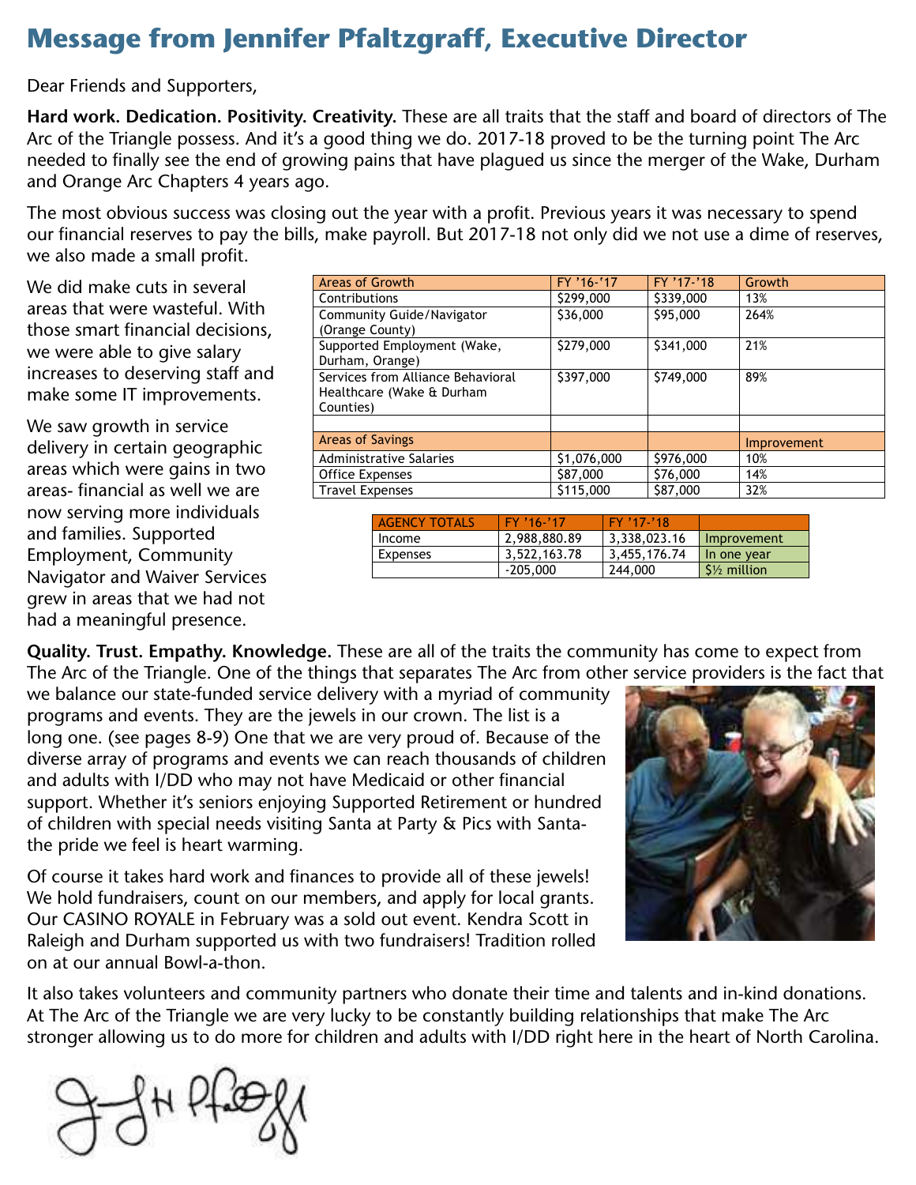# Message from Jennifer Pfaltzgraff, Executive Director

Dear Friends and Supporters,

**Hard work. Dedication. Positivity. Creativity.** These are all traits that the staff and board of directors of The Arc of the Triangle possess. And it's a good thing we do. 2017-18 proved to be the turning point The Arc needed to finally see the end of growing pains that have plagued us since the merger of the Wake, Durham and Orange Arc Chapters 4 years ago.

The most obvious success was closing out the year with a profit. Previous years it was necessary to spend our financial reserves to pay the bills, make payroll. But 2017-18 not only did we not use a dime of reserves, we also made a small profit.

We did make cuts in several areas that were wasteful. With those smart financial decisions, we were able to give salary increases to deserving staff and make some IT improvements.

We saw growth in service delivery in certain geographic areas which were gains in two areas- financial as well we are now serving more individuals and families. Supported Employment, Community Navigator and Waiver Services grew in areas that we had not had a meaningful presence.

| Areas of Growth | FY '16-'17 | FY '17-'18 | Growth |
|---|---|---|---|
| Contributions | $299,000 | $339,000 | 13% |
| Community Guide/Navigator (Orange County) | $36,000 | $95,000 | 264% |
| Supported Employment (Wake, Durham, Orange) | $279,000 | $341,000 | 21% |
| Services from Alliance Behavioral Healthcare (Wake & Durham Counties) | $397,000 | $749,000 | 89% |
| | | | |
| Areas of Savings | | | Improvement |
| Administrative Salaries | $1,076,000 | $976,000 | 10% |
| Office Expenses | $87,000 | $76,000 | 14% |
| Travel Expenses | $115,000 | $87,000 | 32% |

| AGENCY TOTALS | FY '16-'17 | FY '17-'18 | |
|---|---|---|---|
| Income | 2,988,880.89 | 3,338,023.16 | Improvement |
| Expenses | 3,522,163.78 | 3,455,176.74 | In one year |
| | -205,000 | 244,000 | $½ million |

**Quality. Trust. Empathy. Knowledge.** These are all of the traits the community has come to expect from The Arc of the Triangle. One of the things that separates The Arc from other service providers is the fact that we balance our state-funded service delivery with a myriad of community programs and events. They are the jewels in our crown. The list is a long one. (see pages 8-9) One that we are very proud of. Because of the diverse array of programs and events we can reach thousands of children and adults with I/DD who may not have Medicaid or other financial support. Whether it's seniors enjoying Supported Retirement or hundred of children with special needs visiting Santa at Party & Pics with Santa- the pride we feel is heart warming.

Of course it takes hard work and finances to provide all of these jewels! We hold fundraisers, count on our members, and apply for local grants. Our CASINO ROYALE in February was a sold out event. Kendra Scott in Raleigh and Durham supported us with two fundraisers! Tradition rolled on at our annual Bowl-a-thon.

It also takes volunteers and community partners who donate their time and talents and in-kind donations. At The Arc of the Triangle we are very lucky to be constantly building relationships that make The Arc stronger allowing us to do more for children and adults with I/DD right here in the heart of North Carolina.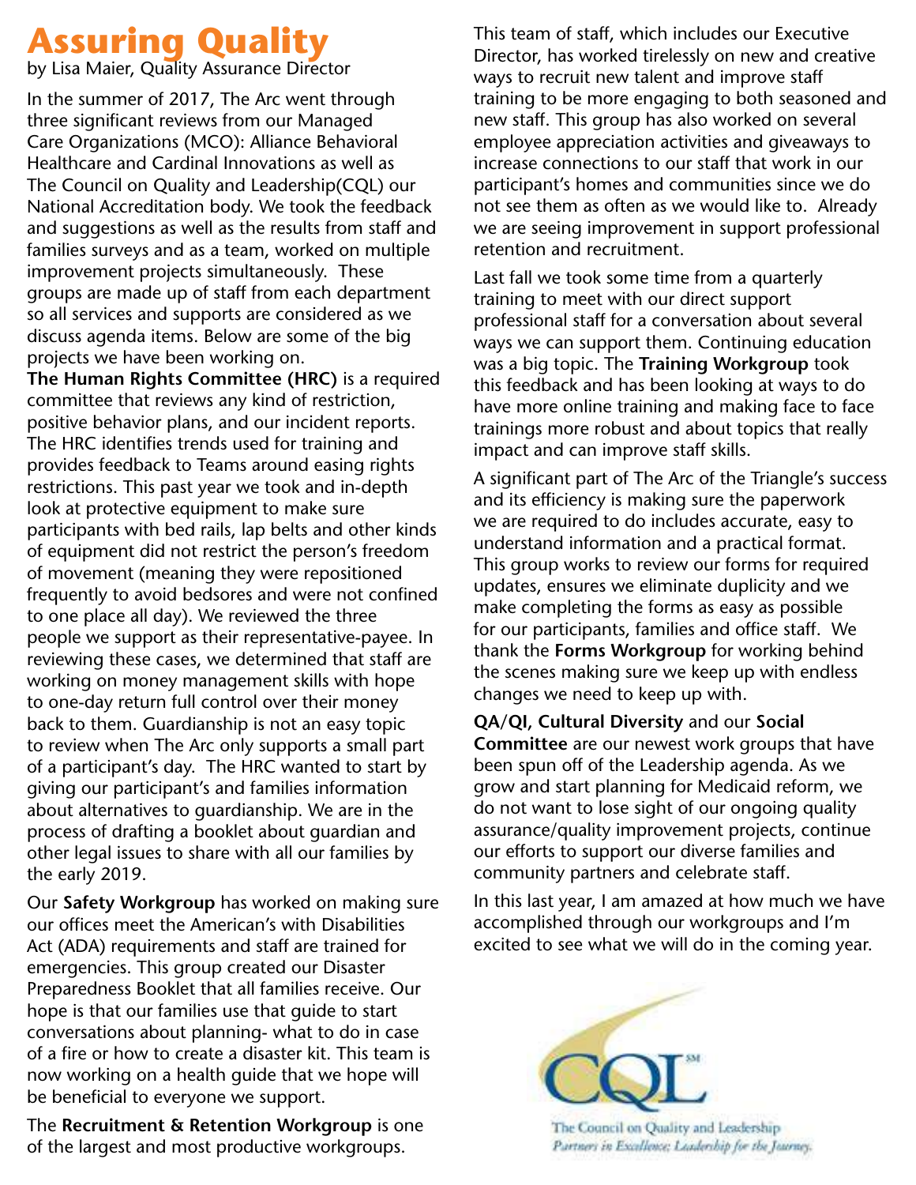# Assuring Quality

by Lisa Maier, Quality Assurance Director

In the summer of 2017, The Arc went through three significant reviews from our Managed Care Organizations (MCO): Alliance Behavioral Healthcare and Cardinal Innovations as well as The Council on Quality and Leadership(CQL) our National Accreditation body. We took the feedback and suggestions as well as the results from staff and families surveys and as a team, worked on multiple improvement projects simultaneously. These groups are made up of staff from each department so all services and supports are considered as we discuss agenda items. Below are some of the big projects we have been working on.

**The Human Rights Committee (HRC)** is a required committee that reviews any kind of restriction, positive behavior plans, and our incident reports. The HRC identifies trends used for training and provides feedback to Teams around easing rights restrictions. This past year we took and in-depth look at protective equipment to make sure participants with bed rails, lap belts and other kinds of equipment did not restrict the person's freedom of movement (meaning they were repositioned frequently to avoid bedsores and were not confined to one place all day). We reviewed the three people we support as their representative-payee. In reviewing these cases, we determined that staff are working on money management skills with hope to one-day return full control over their money back to them. Guardianship is not an easy topic to review when The Arc only supports a small part of a participant's day. The HRC wanted to start by giving our participant's and families information about alternatives to guardianship. We are in the process of drafting a booklet about guardian and other legal issues to share with all our families by the early 2019.

Our **Safety Workgroup** has worked on making sure our offices meet the American's with Disabilities Act (ADA) requirements and staff are trained for emergencies. This group created our Disaster Preparedness Booklet that all families receive. Our hope is that our families use that guide to start conversations about planning- what to do in case of a fire or how to create a disaster kit. This team is now working on a health guide that we hope will be beneficial to everyone we support.

The **Recruitment & Retention Workgroup** is one of the largest and most productive workgroups. This team of staff, which includes our Executive Director, has worked tirelessly on new and creative ways to recruit new talent and improve staff training to be more engaging to both seasoned and new staff. This group has also worked on several employee appreciation activities and giveaways to increase connections to our staff that work in our participant's homes and communities since we do not see them as often as we would like to. Already we are seeing improvement in support professional retention and recruitment.

Last fall we took some time from a quarterly training to meet with our direct support professional staff for a conversation about several ways we can support them. Continuing education was a big topic. The **Training Workgroup** took this feedback and has been looking at ways to do have more online training and making face to face trainings more robust and about topics that really impact and can improve staff skills.

A significant part of The Arc of the Triangle's success and its efficiency is making sure the paperwork we are required to do includes accurate, easy to understand information and a practical format. This group works to review our forms for required updates, ensures we eliminate duplicity and we make completing the forms as easy as possible for our participants, families and office staff. We thank the **Forms Workgroup** for working behind the scenes making sure we keep up with endless changes we need to keep up with.

**QA/QI, Cultural Diversity** and our **Social Committee** are our newest work groups that have been spun off of the Leadership agenda. As we grow and start planning for Medicaid reform, we do not want to lose sight of our ongoing quality assurance/quality improvement projects, continue our efforts to support our diverse families and community partners and celebrate staff.

In this last year, I am amazed at how much we have accomplished through our workgroups and I'm excited to see what we will do in the coming year.

CQL℠

The Council on Quality and Leadership

*Partners in Excellence; Leadership for the Journey.*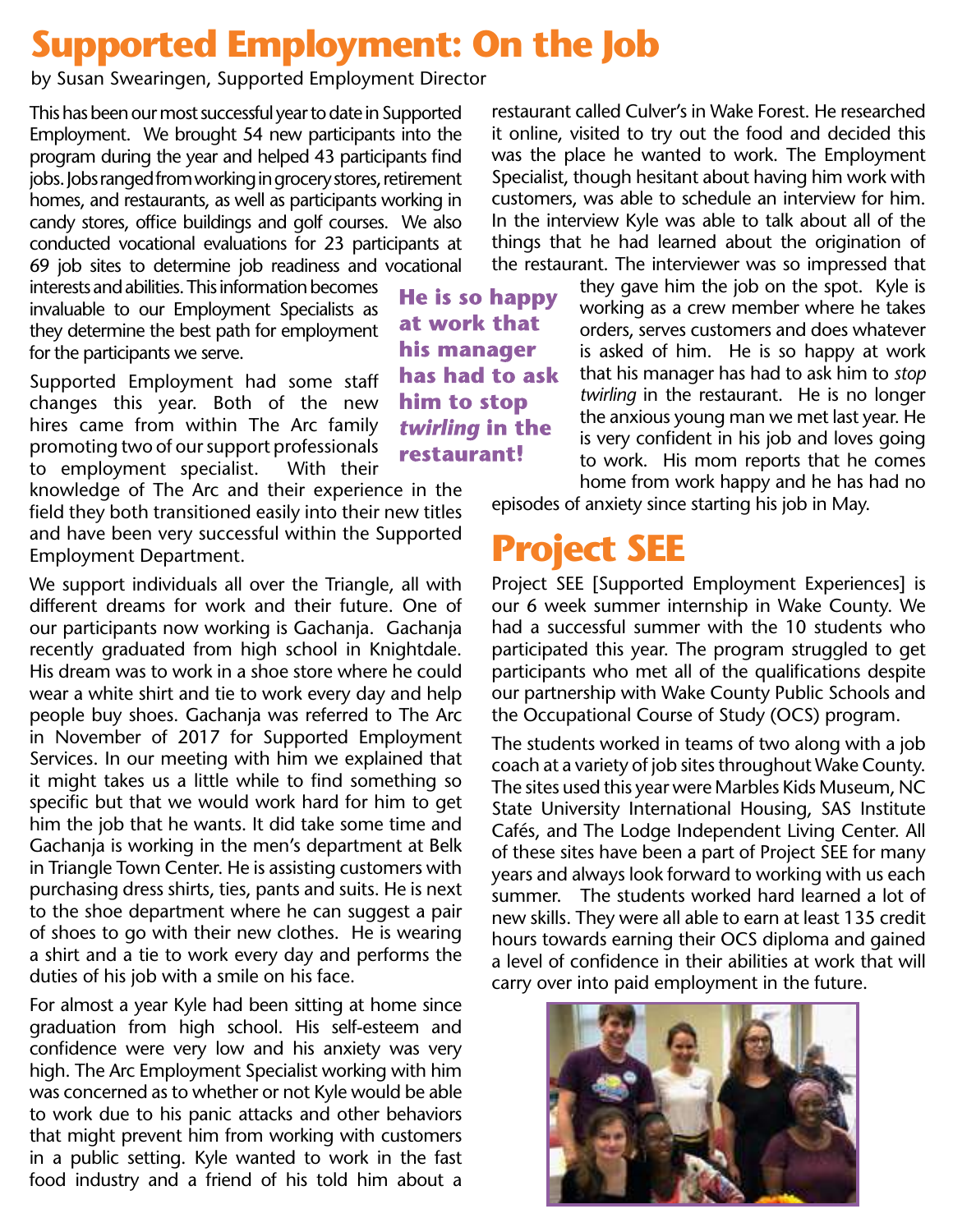# Supported Employment: On the Job

by Susan Swearingen, Supported Employment Director

This has been our most successful year to date in Supported Employment. We brought 54 new participants into the program during the year and helped 43 participants find jobs. Jobs ranged from working in grocery stores, retirement homes, and restaurants, as well as participants working in candy stores, office buildings and golf courses. We also conducted vocational evaluations for 23 participants at 69 job sites to determine job readiness and vocational interests and abilities. This information becomes invaluable to our Employment Specialists as they determine the best path for employment for the participants we serve.

Supported Employment had some staff changes this year. Both of the new hires came from within The Arc family promoting two of our support professionals to employment specialist. With their knowledge of The Arc and their experience in the field they both transitioned easily into their new titles and have been very successful within the Supported Employment Department.

We support individuals all over the Triangle, all with different dreams for work and their future. One of our participants now working is Gachanja. Gachanja recently graduated from high school in Knightdale. His dream was to work in a shoe store where he could wear a white shirt and tie to work every day and help people buy shoes. Gachanja was referred to The Arc in November of 2017 for Supported Employment Services. In our meeting with him we explained that it might takes us a little while to find something so specific but that we would work hard for him to get him the job that he wants. It did take some time and Gachanja is working in the men's department at Belk in Triangle Town Center. He is assisting customers with purchasing dress shirts, ties, pants and suits. He is next to the shoe department where he can suggest a pair of shoes to go with their new clothes. He is wearing a shirt and a tie to work every day and performs the duties of his job with a smile on his face.

For almost a year Kyle had been sitting at home since graduation from high school. His self-esteem and confidence were very low and his anxiety was very high. The Arc Employment Specialist working with him was concerned as to whether or not Kyle would be able to work due to his panic attacks and other behaviors that might prevent him from working with customers in a public setting. Kyle wanted to work in the fast food industry and a friend of his told him about a restaurant called Culver's in Wake Forest. He researched it online, visited to try out the food and decided this was the place he wanted to work. The Employment Specialist, though hesitant about having him work with customers, was able to schedule an interview for him. In the interview Kyle was able to talk about all of the things that he had learned about the origination of the restaurant. The interviewer was so impressed that they gave him the job on the spot. Kyle is working as a crew member where he takes orders, serves customers and does whatever is asked of him. He is so happy at work that his manager has had to ask him to *stop twirling* in the restaurant. He is no longer the anxious young man we met last year. He is very confident in his job and loves going to work. His mom reports that he comes home from work happy and he has had no episodes of anxiety since starting his job in May.

**He is so happy at work that his manager has had to ask him to *twirling* in the restaurant!**

# Project SEE

Project SEE [Supported Employment Experiences] is our 6 week summer internship in Wake County. We had a successful summer with the 10 students who participated this year. The program struggled to get participants who met all of the qualifications despite our partnership with Wake County Public Schools and the Occupational Course of Study (OCS) program.

The students worked in teams of two along with a job coach at a variety of job sites throughout Wake County. The sites used this year were Marbles Kids Museum, NC State University International Housing, SAS Institute Cafés, and The Lodge Independent Living Center. All of these sites have been a part of Project SEE for many years and always look forward to working with us each summer. The students worked hard learned a lot of new skills. They were all able to earn at least 135 credit hours towards earning their OCS diploma and gained a level of confidence in their abilities at work that will carry over into paid employment in the future.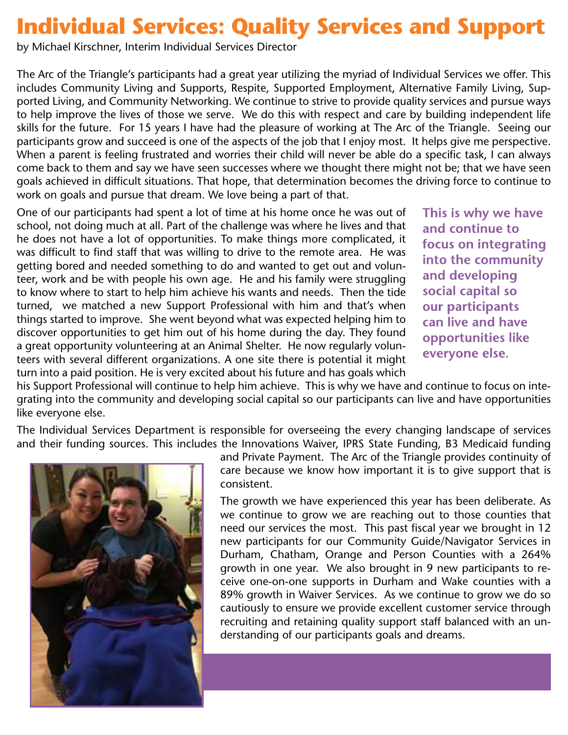# Individual Services: Quality Services and Support

by Michael Kirschner, Interim Individual Services Director

The Arc of the Triangle's participants had a great year utilizing the myriad of Individual Services we offer. This includes Community Living and Supports, Respite, Supported Employment, Alternative Family Living, Supported Living, and Community Networking. We continue to strive to provide quality services and pursue ways to help improve the lives of those we serve. We do this with respect and care by building independent life skills for the future. For 15 years I have had the pleasure of working at The Arc of the Triangle. Seeing our participants grow and succeed is one of the aspects of the job that I enjoy most. It helps give me perspective. When a parent is feeling frustrated and worries their child will never be able do a specific task, I can always come back to them and say we have seen successes where we thought there might not be; that we have seen goals achieved in difficult situations. That hope, that determination becomes the driving force to continue to work on goals and pursue that dream. We love being a part of that.

One of our participants had spent a lot of time at his home once he was out of school, not doing much at all. Part of the challenge was where he lives and that he does not have a lot of opportunities. To make things more complicated, it was difficult to find staff that was willing to drive to the remote area. He was getting bored and needed something to do and wanted to get out and volunteer, work and be with people his own age. He and his family were struggling to know where to start to help him achieve his wants and needs. Then the tide turned, we matched a new Support Professional with him and that's when things started to improve. She went beyond what was expected helping him to discover opportunities to get him out of his home during the day. They found a great opportunity volunteering at an Animal Shelter. He now regularly volunteers with several different organizations. A one site there is potential it might turn into a paid position. He is very excited about his future and has goals which his Support Professional will continue to help him achieve. This is why we have and continue to focus on integrating into the community and developing social capital so our participants can live and have opportunities like everyone else.

**This is why we have and continue to focus on integrating into the community and developing social capital so our participants can live and have opportunities like everyone else.**

The Individual Services Department is responsible for overseeing the every changing landscape of services and their funding sources. This includes the Innovations Waiver, IPRS State Funding, B3 Medicaid funding and Private Payment. The Arc of the Triangle provides continuity of care because we know how important it is to give support that is consistent.

The growth we have experienced this year has been deliberate. As we continue to grow we are reaching out to those counties that need our services the most. This past fiscal year we brought in 12 new participants for our Community Guide/Navigator Services in Durham, Chatham, Orange and Person Counties with a 264% growth in one year. We also brought in 9 new participants to receive one-on-one supports in Durham and Wake counties with a 89% growth in Waiver Services. As we continue to grow we do so cautiously to ensure we provide excellent customer service through recruiting and retaining quality support staff balanced with an understanding of our participants goals and dreams.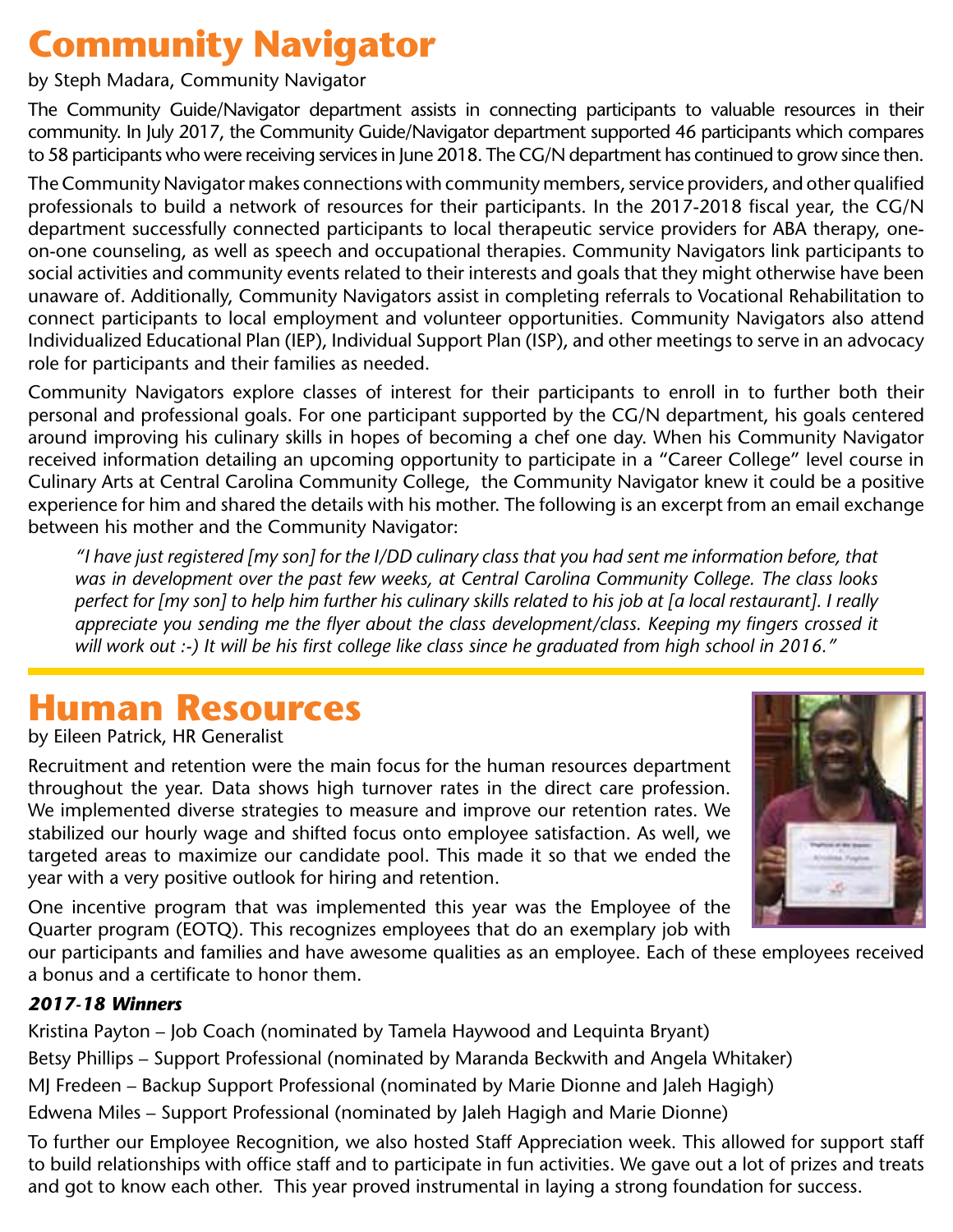# Community Navigator

by Steph Madara, Community Navigator

The Community Guide/Navigator department assists in connecting participants to valuable resources in their community. In July 2017, the Community Guide/Navigator department supported 46 participants which compares to 58 participants who were receiving services in June 2018. The CG/N department has continued to grow since then.

The Community Navigator makes connections with community members, service providers, and other qualified professionals to build a network of resources for their participants. In the 2017-2018 fiscal year, the CG/N department successfully connected participants to local therapeutic service providers for ABA therapy, one-on-one counseling, as well as speech and occupational therapies. Community Navigators link participants to social activities and community events related to their interests and goals that they might otherwise have been unaware of. Additionally, Community Navigators assist in completing referrals to Vocational Rehabilitation to connect participants to local employment and volunteer opportunities. Community Navigators also attend Individualized Educational Plan (IEP), Individual Support Plan (ISP), and other meetings to serve in an advocacy role for participants and their families as needed.

Community Navigators explore classes of interest for their participants to enroll in to further both their personal and professional goals. For one participant supported by the CG/N department, his goals centered around improving his culinary skills in hopes of becoming a chef one day. When his Community Navigator received information detailing an upcoming opportunity to participate in a "Career College" level course in Culinary Arts at Central Carolina Community College, the Community Navigator knew it could be a positive experience for him and shared the details with his mother. The following is an excerpt from an email exchange between his mother and the Community Navigator:

> *"I have just registered [my son] for the I/DD culinary class that you had sent me information before, that was in development over the past few weeks, at Central Carolina Community College. The class looks perfect for [my son] to help him further his culinary skills related to his job at [a local restaurant]. I really appreciate you sending me the flyer about the class development/class. Keeping my fingers crossed it will work out :-) It will be his first college like class since he graduated from high school in 2016."*

# Human Resources

by Eileen Patrick, HR Generalist

Recruitment and retention were the main focus for the human resources department throughout the year. Data shows high turnover rates in the direct care profession. We implemented diverse strategies to measure and improve our retention rates. We stabilized our hourly wage and shifted focus onto employee satisfaction. As well, we targeted areas to maximize our candidate pool. This made it so that we ended the year with a very positive outlook for hiring and retention.

One incentive program that was implemented this year was the Employee of the Quarter program (EOTQ). This recognizes employees that do an exemplary job with our participants and families and have awesome qualities as an employee. Each of these employees received a bonus and a certificate to honor them.

***2017-18 Winners***

Kristina Payton – Job Coach (nominated by Tamela Haywood and Lequinta Bryant)

Betsy Phillips – Support Professional (nominated by Maranda Beckwith and Angela Whitaker)

MJ Fredeen – Backup Support Professional (nominated by Marie Dionne and Jaleh Hagigh)

Edwena Miles – Support Professional (nominated by Jaleh Hagigh and Marie Dionne)

To further our Employee Recognition, we also hosted Staff Appreciation week. This allowed for support staff to build relationships with office staff and to participate in fun activities. We gave out a lot of prizes and treats and got to know each other. This year proved instrumental in laying a strong foundation for success.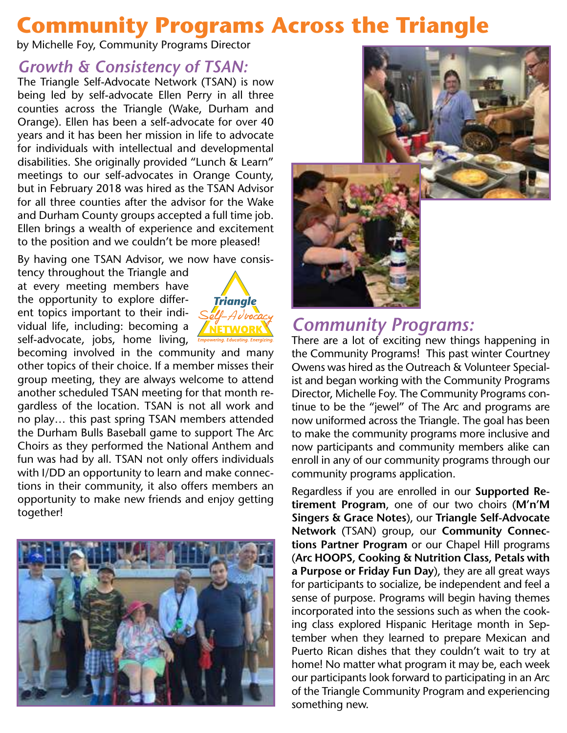# Community Programs Across the Triangle

by Michelle Foy, Community Programs Director

## *Growth & Consistency of TSAN:*

The Triangle Self-Advocate Network (TSAN) is now being led by self-advocate Ellen Perry in all three counties across the Triangle (Wake, Durham and Orange). Ellen has been a self-advocate for over 40 years and it has been her mission in life to advocate for individuals with intellectual and developmental disabilities. She originally provided "Lunch & Learn" meetings to our self-advocates in Orange County, but in February 2018 was hired as the TSAN Advisor for all three counties after the advisor for the Wake and Durham County groups accepted a full time job. Ellen brings a wealth of experience and excitement to the position and we couldn't be more pleased!

By having one TSAN Advisor, we now have consistency throughout the Triangle and at every meeting members have the opportunity to explore different topics important to their individual life, including: becoming a self-advocate, jobs, home living, becoming involved in the community and many other topics of their choice. If a member misses their group meeting, they are always welcome to attend another scheduled TSAN meeting for that month regardless of the location. TSAN is not all work and no play… this past spring TSAN members attended the Durham Bulls Baseball game to support The Arc Choirs as they performed the National Anthem and fun was had by all. TSAN not only offers individuals with I/DD an opportunity to learn and make connections in their community, it also offers members an opportunity to make new friends and enjoy getting together!

Triangle Self-Advocacy NETWORK
Empowering. Educating. Energizing.

## *Community Programs:*

There are a lot of exciting new things happening in the Community Programs! This past winter Courtney Owens was hired as the Outreach & Volunteer Specialist and began working with the Community Programs Director, Michelle Foy. The Community Programs continue to be the "jewel" of The Arc and programs are now uniformed across the Triangle. The goal has been to make the community programs more inclusive and now participants and community members alike can enroll in any of our community programs through our community programs application.

Regardless if you are enrolled in our **Supported Retirement Program**, one of our two choirs (**M'n'M Singers & Grace Notes**), our **Triangle Self-Advocate Network** (TSAN) group, our **Community Connections Partner Program** or our Chapel Hill programs (**Arc HOOPS, Cooking & Nutrition Class, Petals with a Purpose or Friday Fun Day**), they are all great ways for participants to socialize, be independent and feel a sense of purpose. Programs will begin having themes incorporated into the sessions such as when the cooking class explored Hispanic Heritage month in September when they learned to prepare Mexican and Puerto Rican dishes that they couldn't wait to try at home! No matter what program it may be, each week our participants look forward to participating in an Arc of the Triangle Community Program and experiencing something new.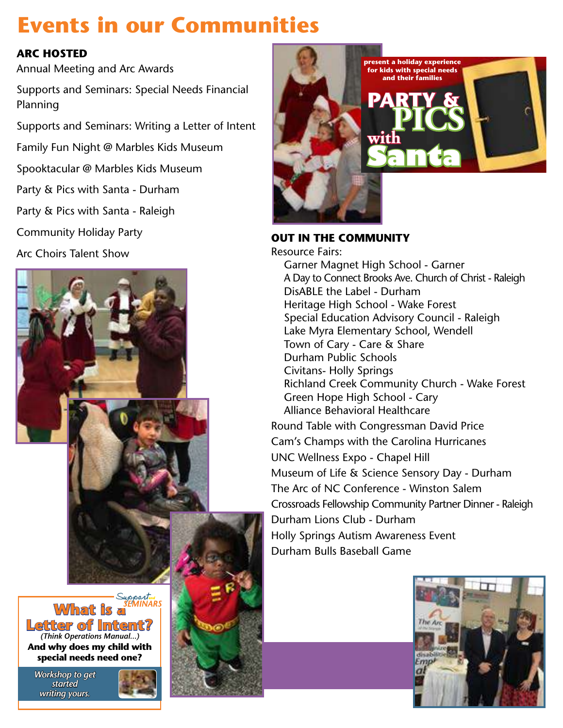# Events in our Communities

## ARC HOSTED

Annual Meeting and Arc Awards

Supports and Seminars: Special Needs Financial Planning

Supports and Seminars: Writing a Letter of Intent

Family Fun Night @ Marbles Kids Museum

Spooktacular @ Marbles Kids Museum

Party & Pics with Santa - Durham

Party & Pics with Santa - Raleigh

Community Holiday Party

Arc Choirs Talent Show

Support and SEMINARS

**What is a Letter of Intent?**

*(Think Operations Manual...)*

**And why does my child with special needs need one?**

*Workshop to get started writing yours.*

present a holiday experience for kids with special needs and their families

**PARTY & PICS with Santa**

## OUT IN THE COMMUNITY

Resource Fairs:

- Garner Magnet High School - Garner
- A Day to Connect Brooks Ave. Church of Christ - Raleigh
- DisABLE the Label - Durham
- Heritage High School - Wake Forest
- Special Education Advisory Council - Raleigh
- Lake Myra Elementary School, Wendell
- Town of Cary - Care & Share
- Durham Public Schools
- Civitans- Holly Springs
- Richland Creek Community Church - Wake Forest
- Green Hope High School - Cary
- Alliance Behavioral Healthcare

Round Table with Congressman David Price

Cam's Champs with the Carolina Hurricanes

UNC Wellness Expo - Chapel Hill

Museum of Life & Science Sensory Day - Durham

The Arc of NC Conference - Winston Salem

Crossroads Fellowship Community Partner Dinner - Raleigh

Durham Lions Club - Durham

Holly Springs Autism Awareness Event

Durham Bulls Baseball Game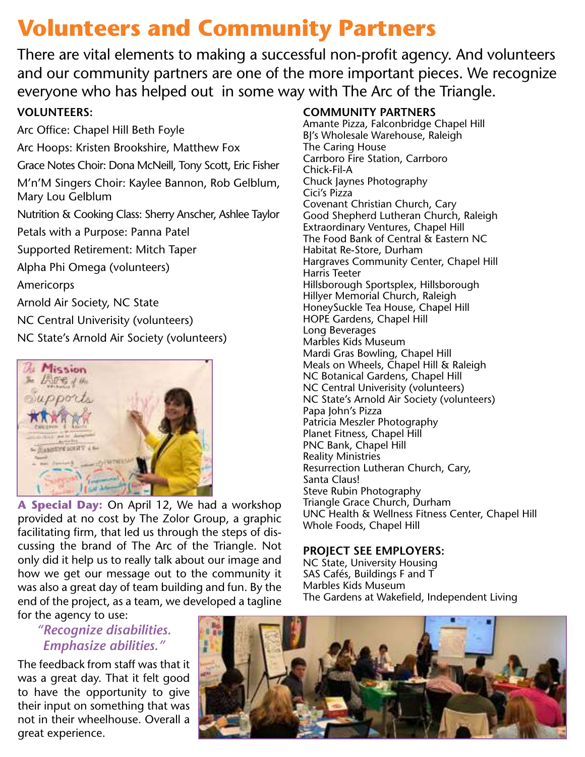# Volunteers and Community Partners

There are vital elements to making a successful non-profit agency. And volunteers and our community partners are one of the more important pieces. We recognize everyone who has helped out in some way with The Arc of the Triangle.

**VOLUNTEERS:**

Arc Office: Chapel Hill Beth Foyle

Arc Hoops: Kristen Brookshire, Matthew Fox

Grace Notes Choir: Dona McNeill, Tony Scott, Eric Fisher

M'n'M Singers Choir: Kaylee Bannon, Rob Gelblum, Mary Lou Gelblum

Nutrition & Cooking Class: Sherry Anscher, Ashlee Taylor

Petals with a Purpose: Panna Patel

Supported Retirement: Mitch Taper

Alpha Phi Omega (volunteers)

Americorps

Arnold Air Society, NC State

NC Central Univerisity (volunteers)

NC State's Arnold Air Society (volunteers)

**A Special Day:** On April 12, We had a workshop provided at no cost by The Zolor Group, a graphic facilitating firm, that led us through the steps of discussing the brand of The Arc of the Triangle. Not only did it help us to really talk about our image and how we get our message out to the community it was also a great day of team building and fun. By the end of the project, as a team, we developed a tagline for the agency to use:

*"Recognize disabilities. Emphasize abilities."*

The feedback from staff was that it was a great day. That it felt good to have the opportunity to give their input on something that was not in their wheelhouse. Overall a great experience.

**COMMUNITY PARTNERS**

Amante Pizza, Falconbridge Chapel Hill
BJ's Wholesale Warehouse, Raleigh
The Caring House
Carrboro Fire Station, Carrboro
Chick-Fil-A
Chuck Jaynes Photography
Cici's Pizza
Covenant Christian Church, Cary
Good Shepherd Lutheran Church, Raleigh
Extraordinary Ventures, Chapel Hill
The Food Bank of Central & Eastern NC
Habitat Re-Store, Durham
Hargraves Community Center, Chapel Hill
Harris Teeter
Hillsborough Sportsplex, Hillsborough
Hillyer Memorial Church, Raleigh
HoneySuckle Tea House, Chapel Hill
HOPE Gardens, Chapel Hill
Long Beverages
Marbles Kids Museum
Mardi Gras Bowling, Chapel Hill
Meals on Wheels, Chapel Hill & Raleigh
NC Botanical Gardens, Chapel Hill
NC Central Univerisity (volunteers)
NC State's Arnold Air Society (volunteers)
Papa John's Pizza
Patricia Meszler Photography
Planet Fitness, Chapel Hill
PNC Bank, Chapel Hill
Reality Ministries
Resurrection Lutheran Church, Cary,
Santa Claus!
Steve Rubin Photography
Triangle Grace Church, Durham
UNC Health & Wellness Fitness Center, Chapel Hill
Whole Foods, Chapel Hill

**PROJECT SEE EMPLOYERS:**

NC State, University Housing
SAS Cafés, Buildings F and T
Marbles Kids Museum
The Gardens at Wakefield, Independent Living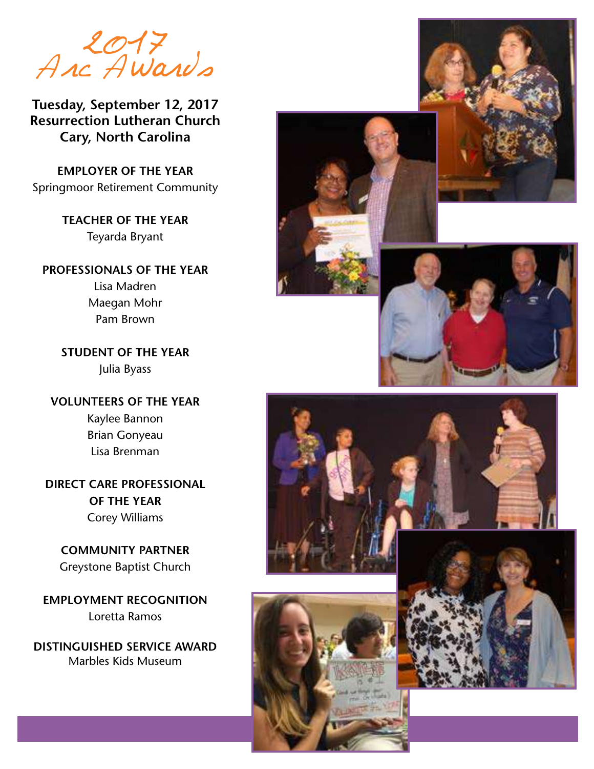# 2017 Arc Awards

**Tuesday, September 12, 2017**
**Resurrection Lutheran Church**
**Cary, North Carolina**

**EMPLOYER OF THE YEAR**
Springmoor Retirement Community

**TEACHER OF THE YEAR**
Teyarda Bryant

**PROFESSIONALS OF THE YEAR**
Lisa Madren
Maegan Mohr
Pam Brown

**STUDENT OF THE YEAR**
Julia Byass

**VOLUNTEERS OF THE YEAR**
Kaylee Bannon
Brian Gonyeau
Lisa Brenman

**DIRECT CARE PROFESSIONAL OF THE YEAR**
Corey Williams

**COMMUNITY PARTNER**
Greystone Baptist Church

**EMPLOYMENT RECOGNITION**
Loretta Ramos

**DISTINGUISHED SERVICE AWARD**
Marbles Kids Museum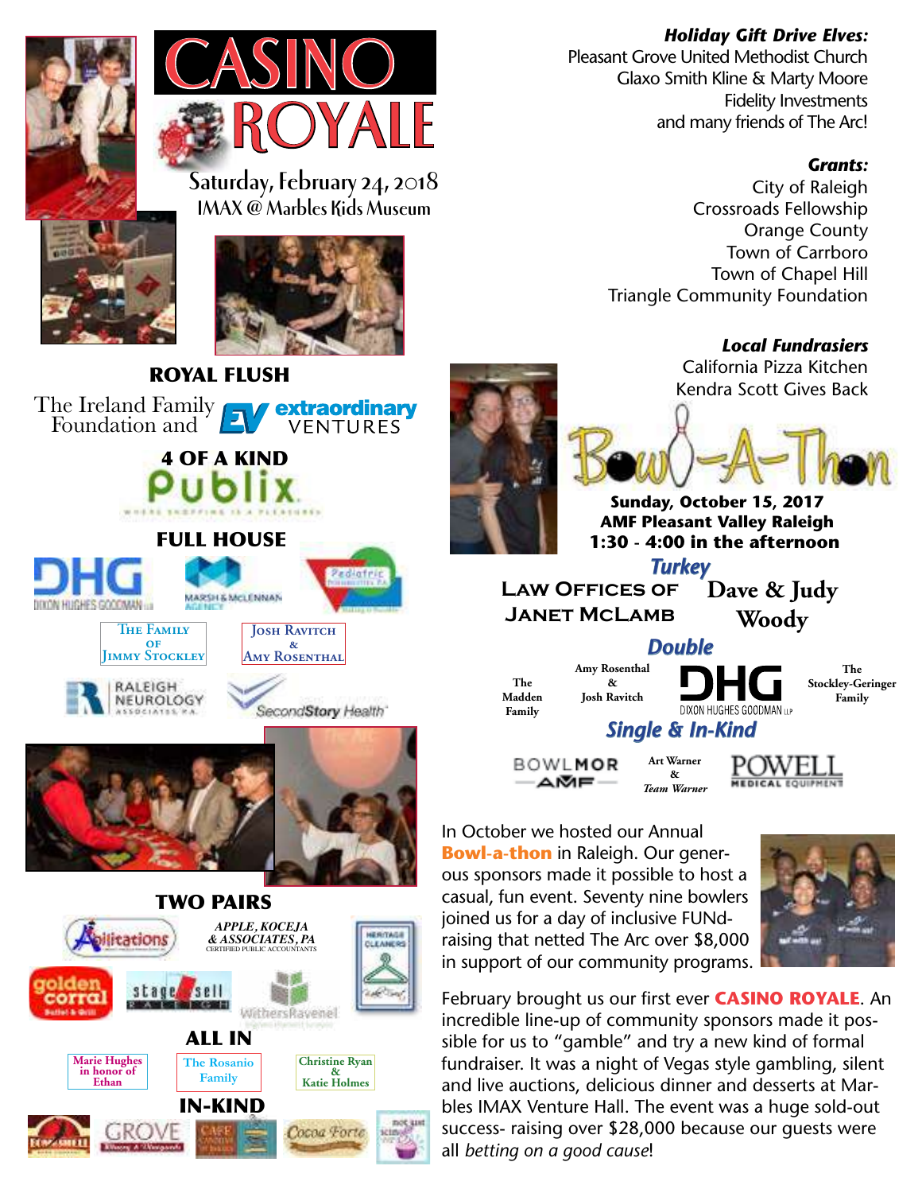# CASINO ROYALE

Saturday, February 24, 2018
IMAX @ Marbles Kids Museum

## ROYAL FLUSH

The Ireland Family Foundation and extraordinary VENTURES

## 4 OF A KIND

Publix

## FULL HOUSE

DHG Dixon Hughes Goodman LLP

Marsh & McLennan Agency

Pediatric

The Family of Jimmy Stockley

Josh Ravitch & Amy Rosenthal

Raleigh Neurology Associates, P.A.

SecondStory Health

## TWO PAIRS

Abilitations

Apple, Koceja & Associates, PA Certified Public Accountants

Heritage Cleaners

golden corral

stagessell Raleigh

WithersRavenel

## ALL IN

Marie Hughes in honor of Ethan

The Rosanio Family

Christine Ryan & Katie Holmes

## IN-KIND

GROVE

Cocoa Forte

***Holiday Gift Drive Elves:***
Pleasant Grove United Methodist Church
Glaxo Smith Kline & Marty Moore
Fidelity Investments
and many friends of The Arc!

***Grants:***
City of Raleigh
Crossroads Fellowship
Orange County
Town of Carrboro
Town of Chapel Hill
Triangle Community Foundation

***Local Fundrasiers***
California Pizza Kitchen
Kendra Scott Gives Back

# Bowl-A-Thon

**Sunday, October 15, 2017**
**AMF Pleasant Valley Raleigh**
**1:30 - 4:00 in the afternoon**

## *Turkey*

Law Offices of Janet McLamb

Dave & Judy Woody

## *Double*

The Madden Family

Amy Rosenthal & Josh Ravitch

DHG Dixon Hughes Goodman LLP

The Stockley-Geringer Family

## *Single & In-Kind*

Bowlmor AMF

Art Warner & *Team Warner*

Powell Medical Equipment

In October we hosted our Annual **Bowl-a-thon** in Raleigh. Our generous sponsors made it possible to host a casual, fun event. Seventy nine bowlers joined us for a day of inclusive FUNd-raising that netted The Arc over $8,000 in support of our community programs.

February brought us our first ever **CASINO ROYALE**. An incredible line-up of community sponsors made it possible for us to "gamble" and try a new kind of formal fundraiser. It was a night of Vegas style gambling, silent and live auctions, delicious dinner and desserts at Marbles IMAX Venture Hall. The event was a huge sold-out success- raising over $28,000 because our guests were all *betting on a good cause*!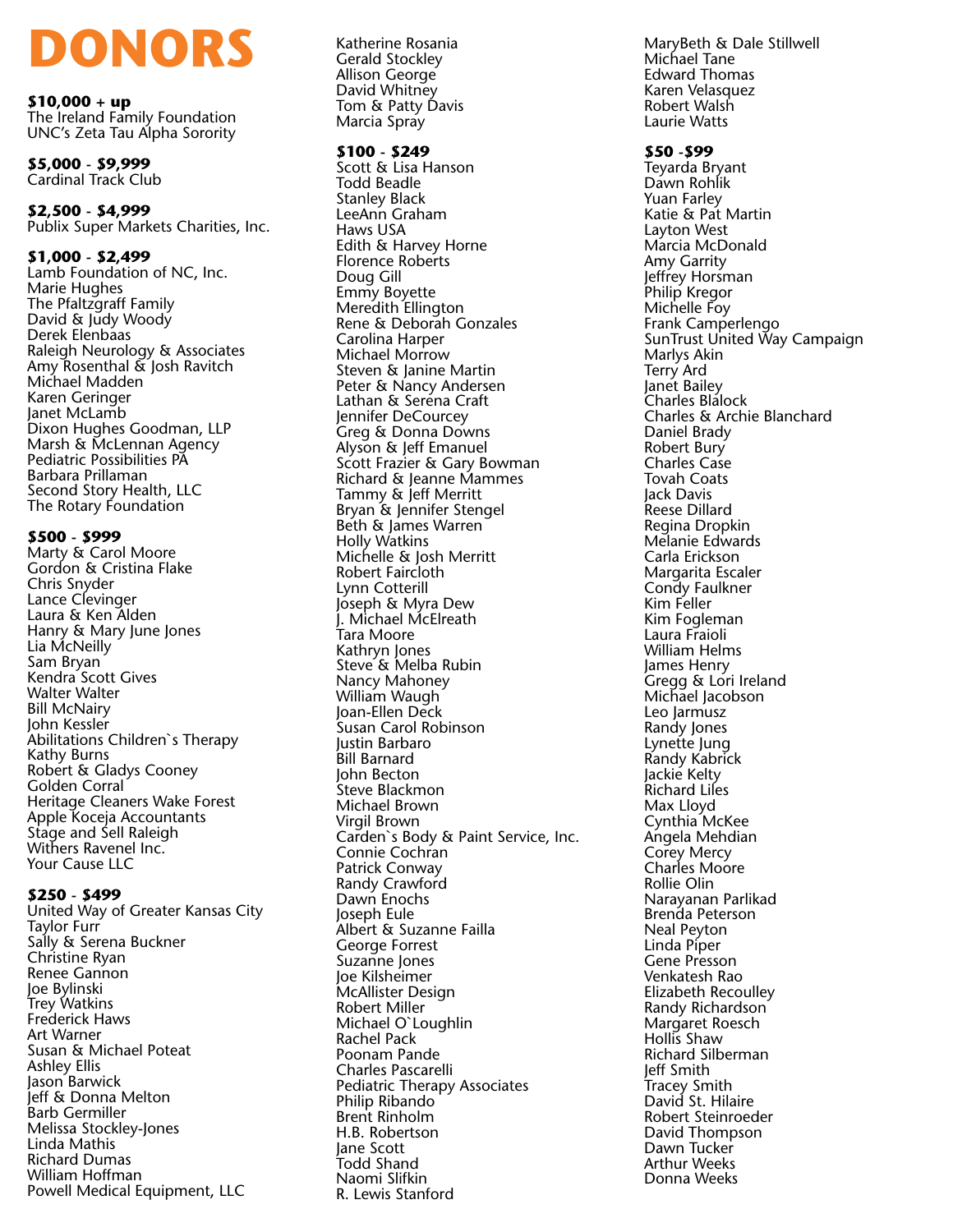# DONORS

**$10,000 + up**
The Ireland Family Foundation
UNC's Zeta Tau Alpha Sorority

**$5,000 - $9,999**
Cardinal Track Club

**$2,500 - $4,999**
Publix Super Markets Charities, Inc.

**$1,000 - $2,499**
Lamb Foundation of NC, Inc.
Marie Hughes
The Pfaltzgraff Family
David & Judy Woody
Derek Elenbaas
Raleigh Neurology & Associates
Amy Rosenthal & Josh Ravitch
Michael Madden
Karen Geringer
Janet McLamb
Dixon Hughes Goodman, LLP
Marsh & McLennan Agency
Pediatric Possibilities PA
Barbara Prillaman
Second Story Health, LLC
The Rotary Foundation

**$500 - $999**
Marty & Carol Moore
Gordon & Cristina Flake
Chris Snyder
Lance Clevinger
Laura & Ken Alden
Hanry & Mary June Jones
Lia McNeilly
Sam Bryan
Kendra Scott Gives
Walter Walter
Bill McNairy
John Kessler
Abilitations Children`s Therapy
Kathy Burns
Robert & Gladys Cooney
Golden Corral
Heritage Cleaners Wake Forest
Apple Koceja Accountants
Stage and Sell Raleigh
Withers Ravenel Inc.
Your Cause LLC

**$250 - $499**
United Way of Greater Kansas City
Taylor Furr
Sally & Serena Buckner
Christine Ryan
Renee Gannon
Joe Bylinski
Trey Watkins
Frederick Haws
Art Warner
Susan & Michael Poteat
Ashley Ellis
Jason Barwick
Jeff & Donna Melton
Barb Germiller
Melissa Stockley-Jones
Linda Mathis
Richard Dumas
William Hoffman
Powell Medical Equipment, LLC
Katherine Rosania
Gerald Stockley
Allison George
David Whitney
Tom & Patty Davis
Marcia Spray

**$100 - $249**
Scott & Lisa Hanson
Todd Beadle
Stanley Black
LeeAnn Graham
Haws USA
Edith & Harvey Horne
Florence Roberts
Doug Gill
Emmy Boyette
Meredith Ellington
Rene & Deborah Gonzales
Carolina Harper
Michael Morrow
Steven & Janine Martin
Peter & Nancy Andersen
Lathan & Serena Craft
Jennifer DeCourcey
Greg & Donna Downs
Alyson & Jeff Emanuel
Scott Frazier & Gary Bowman
Richard & Jeanne Mammes
Tammy & Jeff Merritt
Bryan & Jennifer Stengel
Beth & James Warren
Holly Watkins
Michelle & Josh Merritt
Robert Faircloth
Lynn Cotterill
Joseph & Myra Dew
J. Michael McElreath
Tara Moore
Kathryn Jones
Steve & Melba Rubin
Nancy Mahoney
William Waugh
Joan-Ellen Deck
Susan Carol Robinson
Justin Barbaro
Bill Barnard
John Becton
Steve Blackmon
Michael Brown
Virgil Brown
Carden`s Body & Paint Service, Inc.
Connie Cochran
Patrick Conway
Randy Crawford
Dawn Enochs
Joseph Eule
Albert & Suzanne Failla
George Forrest
Suzanne Jones
Joe Kilsheimer
McAllister Design
Robert Miller
Michael O`Loughlin
Rachel Pack
Poonam Pande
Charles Pascarelli
Pediatric Therapy Associates
Philip Ribando
Brent Rinholm
H.B. Robertson
Jane Scott
Todd Shand
Naomi Slifkin
R. Lewis Stanford
MaryBeth & Dale Stillwell
Michael Tane
Edward Thomas
Karen Velasquez
Robert Walsh
Laurie Watts

**$50 -$99**
Teyarda Bryant
Dawn Rohlik
Yuan Farley
Katie & Pat Martin
Layton West
Marcia McDonald
Amy Garrity
Jeffrey Horsman
Philip Kregor
Michelle Foy
Frank Camperlengo
SunTrust United Way Campaign
Marlys Akin
Terry Ard
Janet Bailey
Charles Blalock
Charles & Archie Blanchard
Daniel Brady
Robert Bury
Charles Case
Tovah Coats
Jack Davis
Reese Dillard
Regina Dropkin
Melanie Edwards
Carla Erickson
Margarita Escaler
Condy Faulkner
Kim Feller
Kim Fogleman
Laura Fraioli
William Helms
James Henry
Gregg & Lori Ireland
Michael Jacobson
Leo Jarmusz
Randy Jones
Lynette Jung
Randy Kabrick
Jackie Kelty
Richard Liles
Max Lloyd
Cynthia McKee
Angela Mehdian
Corey Mercy
Charles Moore
Rollie Olin
Narayanan Parlikad
Brenda Peterson
Neal Peyton
Linda Piper
Gene Presson
Venkatesh Rao
Elizabeth Recoulley
Randy Richardson
Margaret Roesch
Hollis Shaw
Richard Silberman
Jeff Smith
Tracey Smith
David St. Hilaire
Robert Steinroeder
David Thompson
Dawn Tucker
Arthur Weeks
Donna Weeks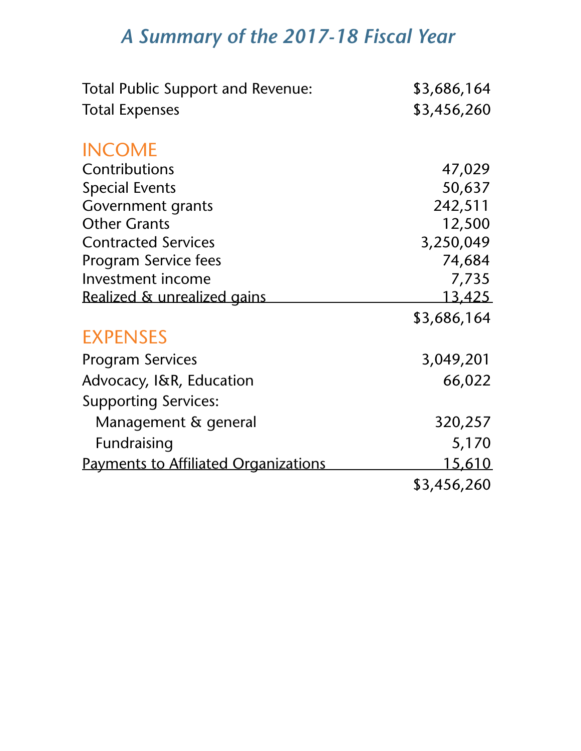# *A Summary of the 2017-18 Fiscal Year*

| | |
|---|---|
| Total Public Support and Revenue: | $3,686,164 |
| Total Expenses | $3,456,260 |

## INCOME

| | |
|---|---|
| Contributions | 47,029 |
| Special Events | 50,637 |
| Government grants | 242,511 |
| Other Grants | 12,500 |
| Contracted Services | 3,250,049 |
| Program Service fees | 74,684 |
| Investment income | 7,735 |
| Realized & unrealized gains | 13,425 |
| | $3,686,164 |

## EXPENSES

| | |
|---|---|
| Program Services | 3,049,201 |
| Advocacy, I&R, Education | 66,022 |
| Supporting Services: | |
| Management & general | 320,257 |
| Fundraising | 5,170 |
| Payments to Affiliated Organizations | 15,610 |
| | $3,456,260 |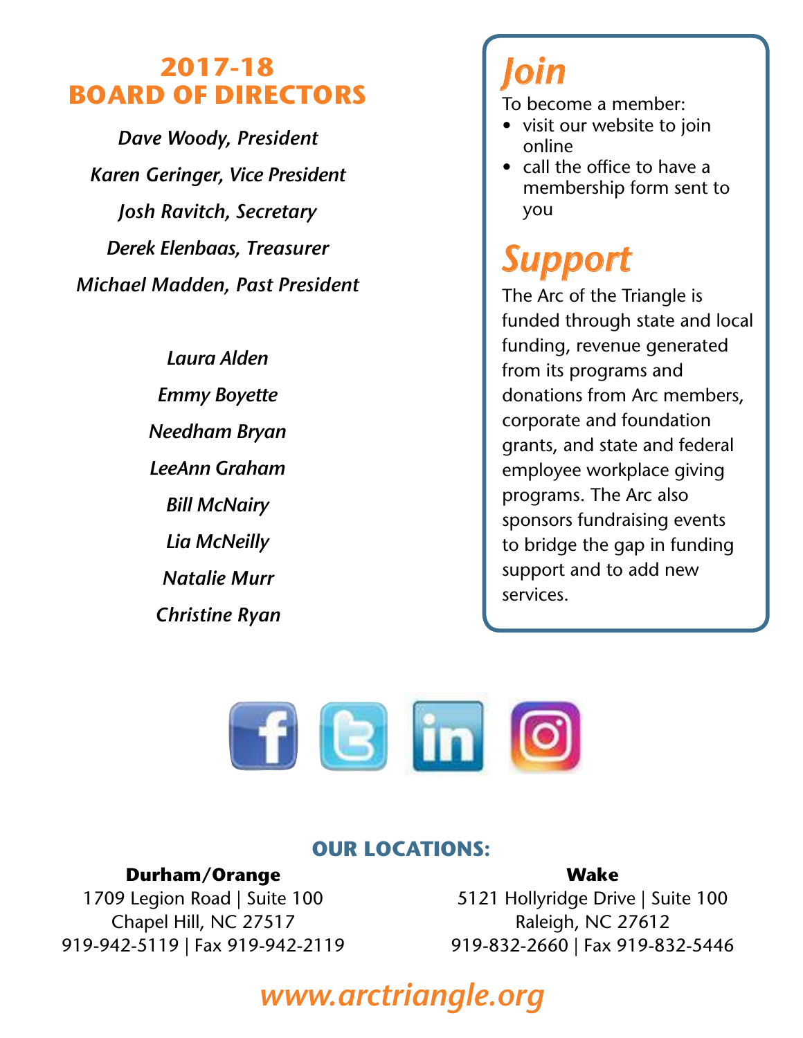## 2017-18 BOARD OF DIRECTORS

*Dave Woody, President*

*Karen Geringer, Vice President*

*Josh Ravitch, Secretary*

*Derek Elenbaas, Treasurer*

*Michael Madden, Past President*

*Laura Alden*

*Emmy Boyette*

*Needham Bryan*

*LeeAnn Graham*

*Bill McNairy*

*Lia McNeilly*

*Natalie Murr*

*Christine Ryan*

## *Join*

To become a member:

- visit our website to join online
- call the office to have a membership form sent to you

## *Support*

The Arc of the Triangle is funded through state and local funding, revenue generated from its programs and donations from Arc members, corporate and foundation grants, and state and federal employee workplace giving programs. The Arc also sponsors fundraising events to bridge the gap in funding support and to add new services.

## OUR LOCATIONS:

**Durham/Orange**
1709 Legion Road | Suite 100
Chapel Hill, NC 27517
919-942-5119 | Fax 919-942-2119

**Wake**
5121 Hollyridge Drive | Suite 100
Raleigh, NC 27612
919-832-2660 | Fax 919-832-5446

*www.arctriangle.org*